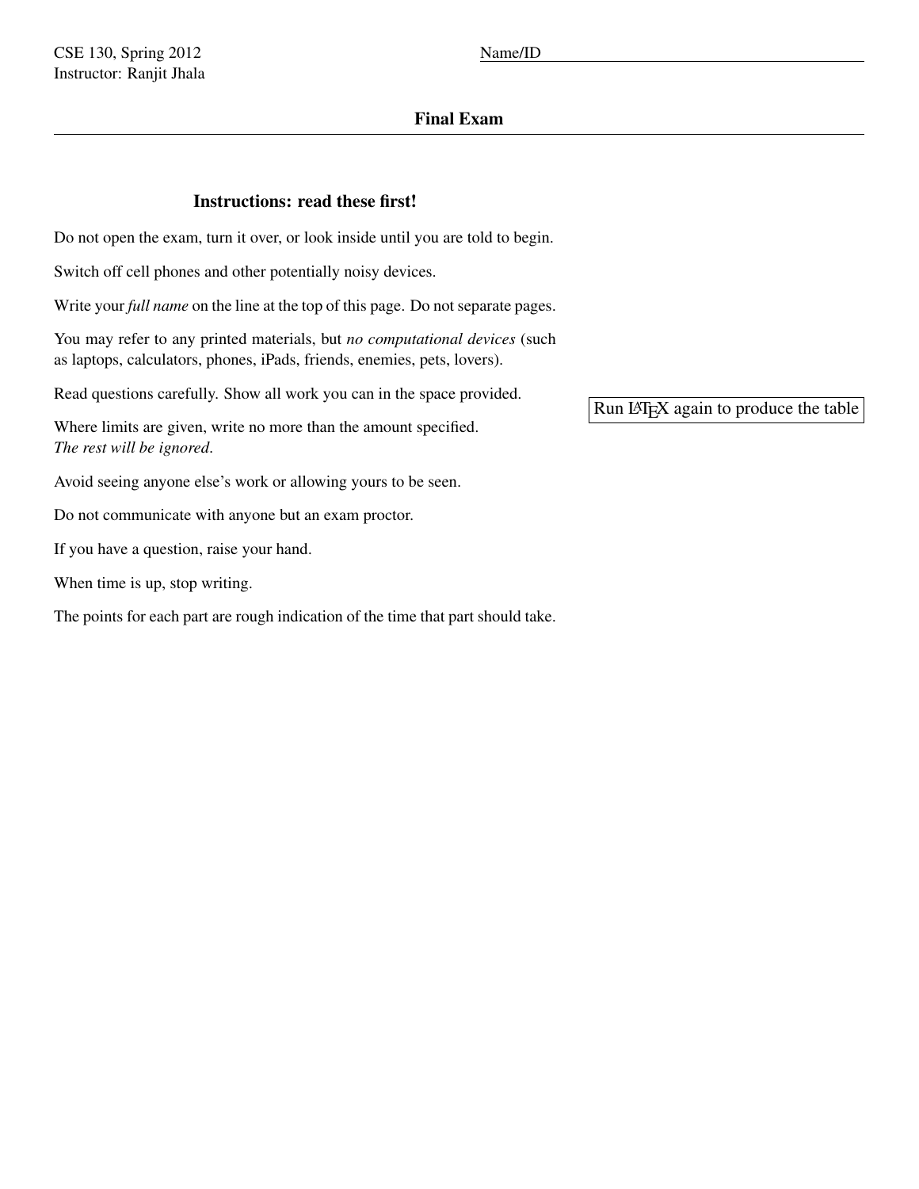CSE 130, Spring 2012
Instructor: Ranjit Jhala

Name/ID

## Final Exam

### Instructions: read these first!

Do not open the exam, turn it over, or look inside until you are told to begin.

Switch off cell phones and other potentially noisy devices.

Write your *full name* on the line at the top of this page. Do not separate pages.

You may refer to any printed materials, but *no computational devices* (such as laptops, calculators, phones, iPads, friends, enemies, pets, lovers).

Read questions carefully. Show all work you can in the space provided.

Where limits are given, write no more than the amount specified.
*The rest will be ignored.*

Avoid seeing anyone else's work or allowing yours to be seen.

Do not communicate with anyone but an exam proctor.

If you have a question, raise your hand.

When time is up, stop writing.

The points for each part are rough indication of the time that part should take.

Run LaTeX again to produce the table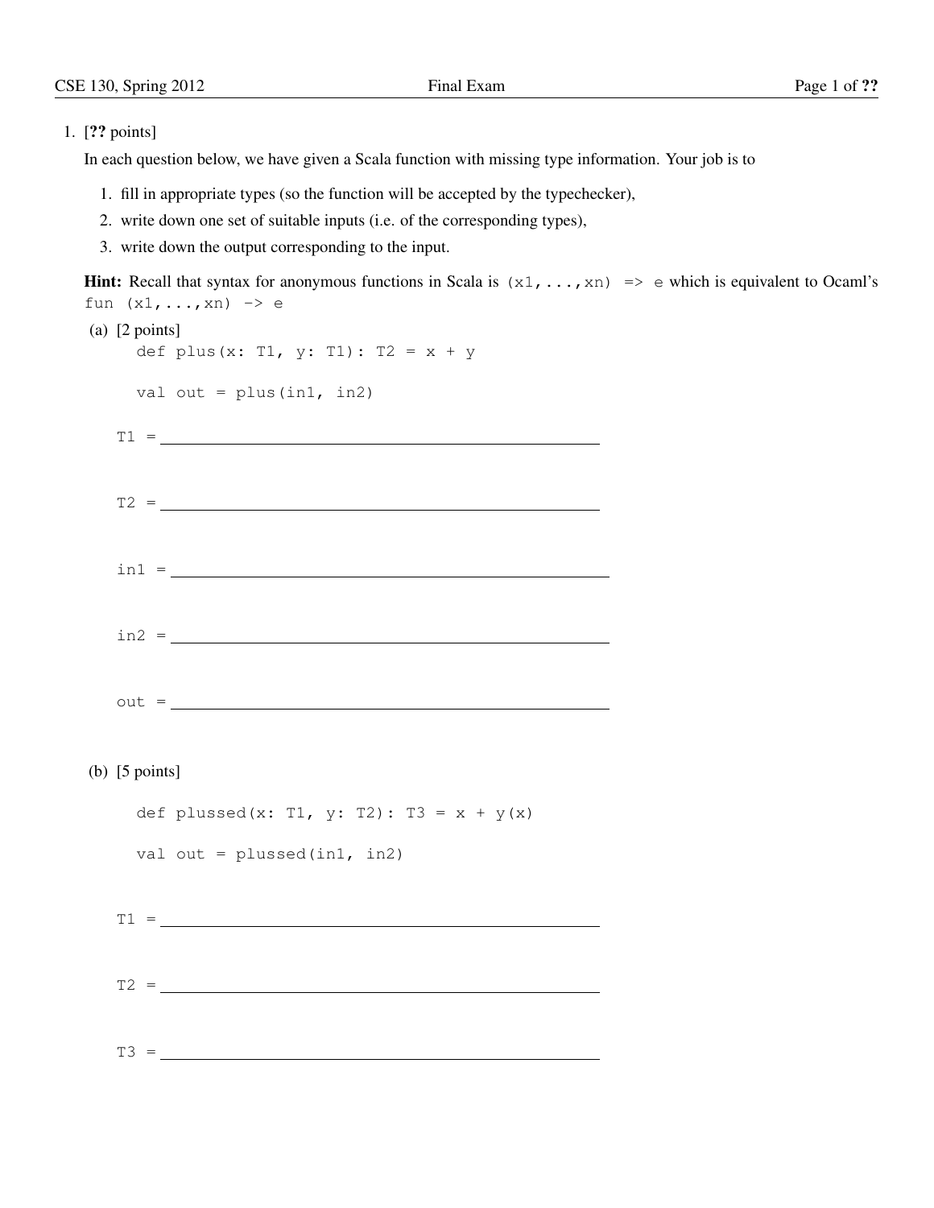1. [**??** points]

   In each question below, we have given a Scala function with missing type information. Your job is to

   1. fill in appropriate types (so the function will be accepted by the typechecker),
   2. write down one set of suitable inputs (i.e. of the corresponding types),
   3. write down the output corresponding to the input.

   **Hint:** Recall that syntax for anonymous functions in Scala is `(x1,...,xn) => e` which is equivalent to Ocaml's `fun (x1,...,xn) -> e`

   (a) [2 points]

   ```
   def plus(x: T1, y: T1): T2 = x + y

   val out = plus(in1, in2)
   ```

   T1 = ____________________

   T2 = ____________________

   in1 = ____________________

   in2 = ____________________

   out = ____________________

   (b) [5 points]

   ```
   def plussed(x: T1, y: T2): T3 = x + y(x)

   val out = plussed(in1, in2)
   ```

   T1 = ____________________

   T2 = ____________________

   T3 = ____________________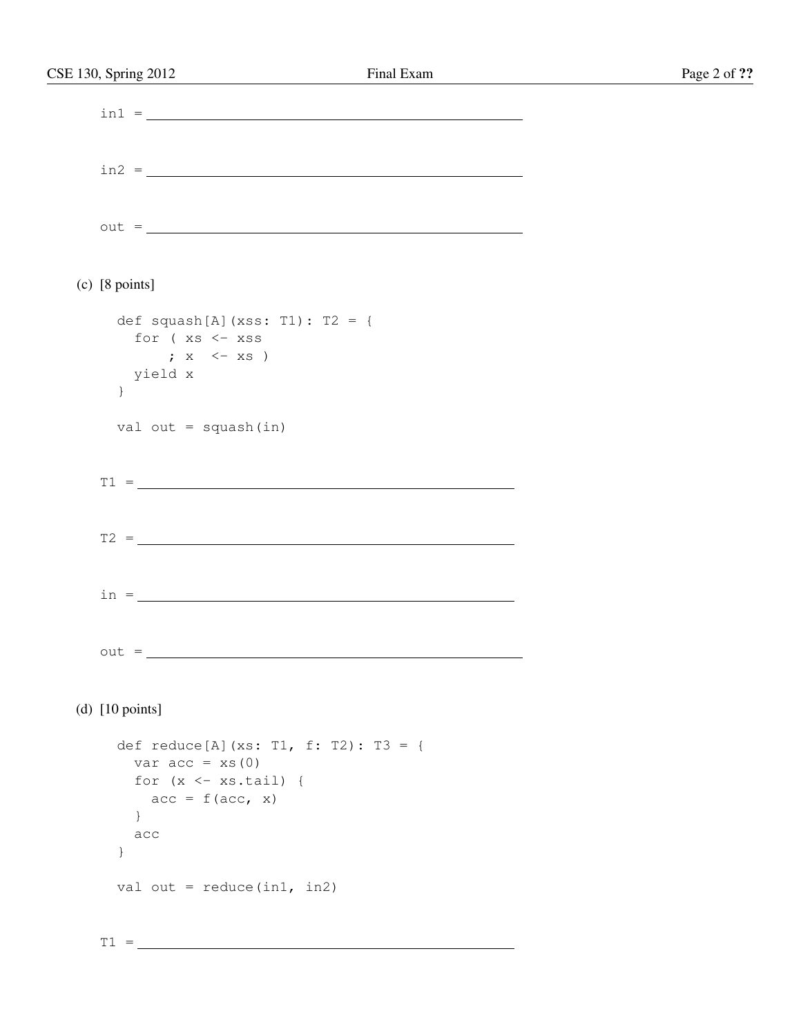in1 = ______________________________

in2 = ______________________________

out = ______________________________

(c) [8 points]

```
def squash[A](xss: T1): T2 = {
  for ( xs <- xss
      ; x  <- xs )
  yield x
}

val out = squash(in)
```

T1 = ______________________________

T2 = ______________________________

in = ______________________________

out = ______________________________

(d) [10 points]

```
def reduce[A](xs: T1, f: T2): T3 = {
  var acc = xs(0)
  for (x <- xs.tail) {
    acc = f(acc, x)
  }
  acc
}

val out = reduce(in1, in2)
```

T1 = ______________________________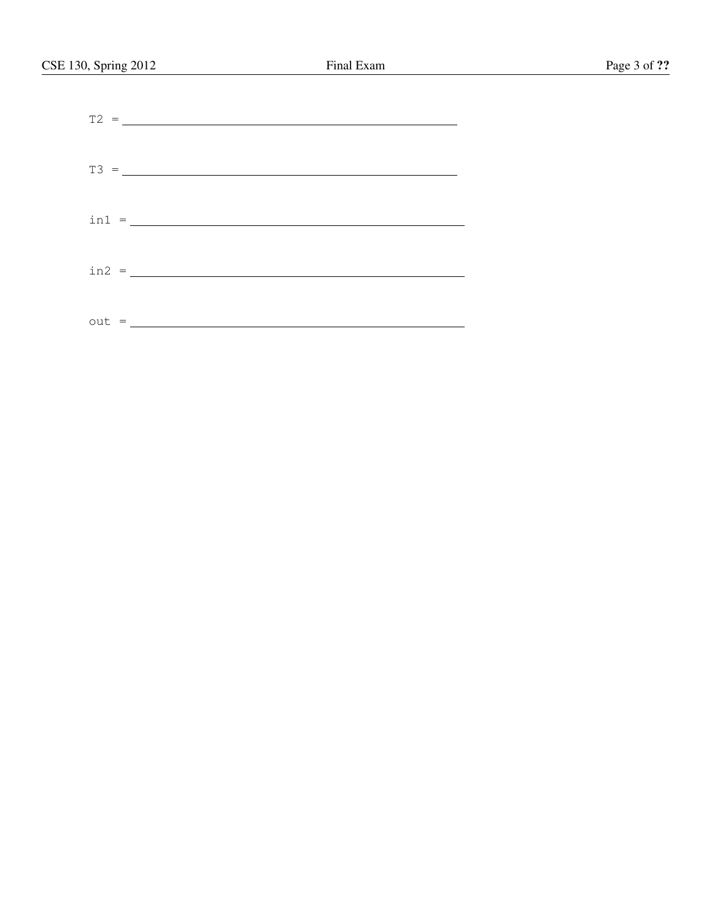T2 = ______________________________________________

T3 = ______________________________________________

in1 = ______________________________________________

in2 = ______________________________________________

out = ______________________________________________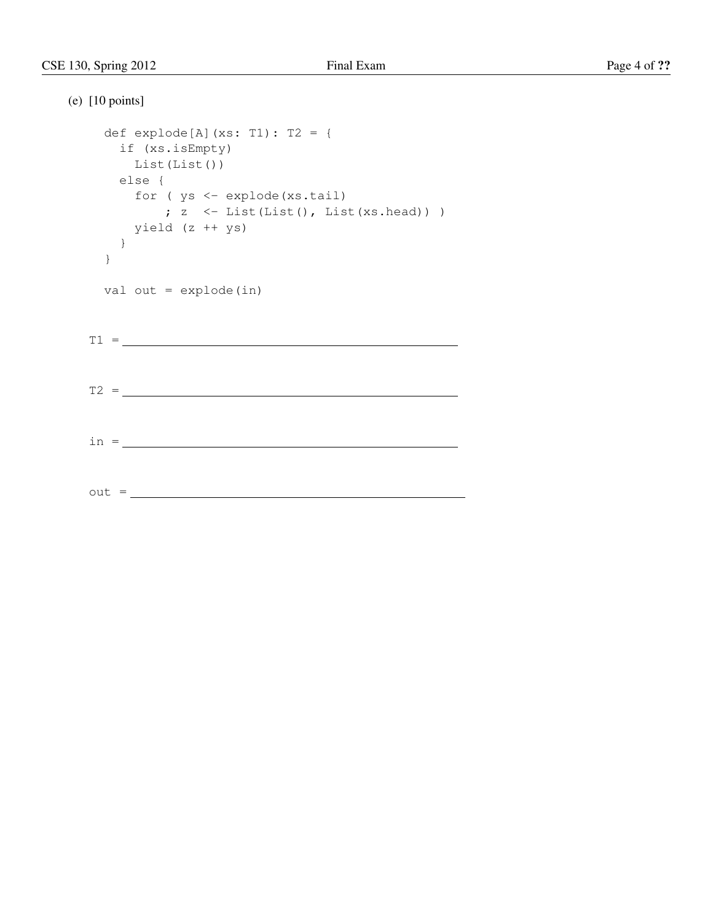(e) [10 points]

```
def explode[A](xs: T1): T2 = {
  if (xs.isEmpty)
    List(List())
  else {
    for ( ys <- explode(xs.tail)
        ; z  <- List(List(), List(xs.head)) )
    yield (z ++ ys)
  }
}

val out = explode(in)
```

T1 = ____________________________________________

T2 = ____________________________________________

in = ____________________________________________

out = ____________________________________________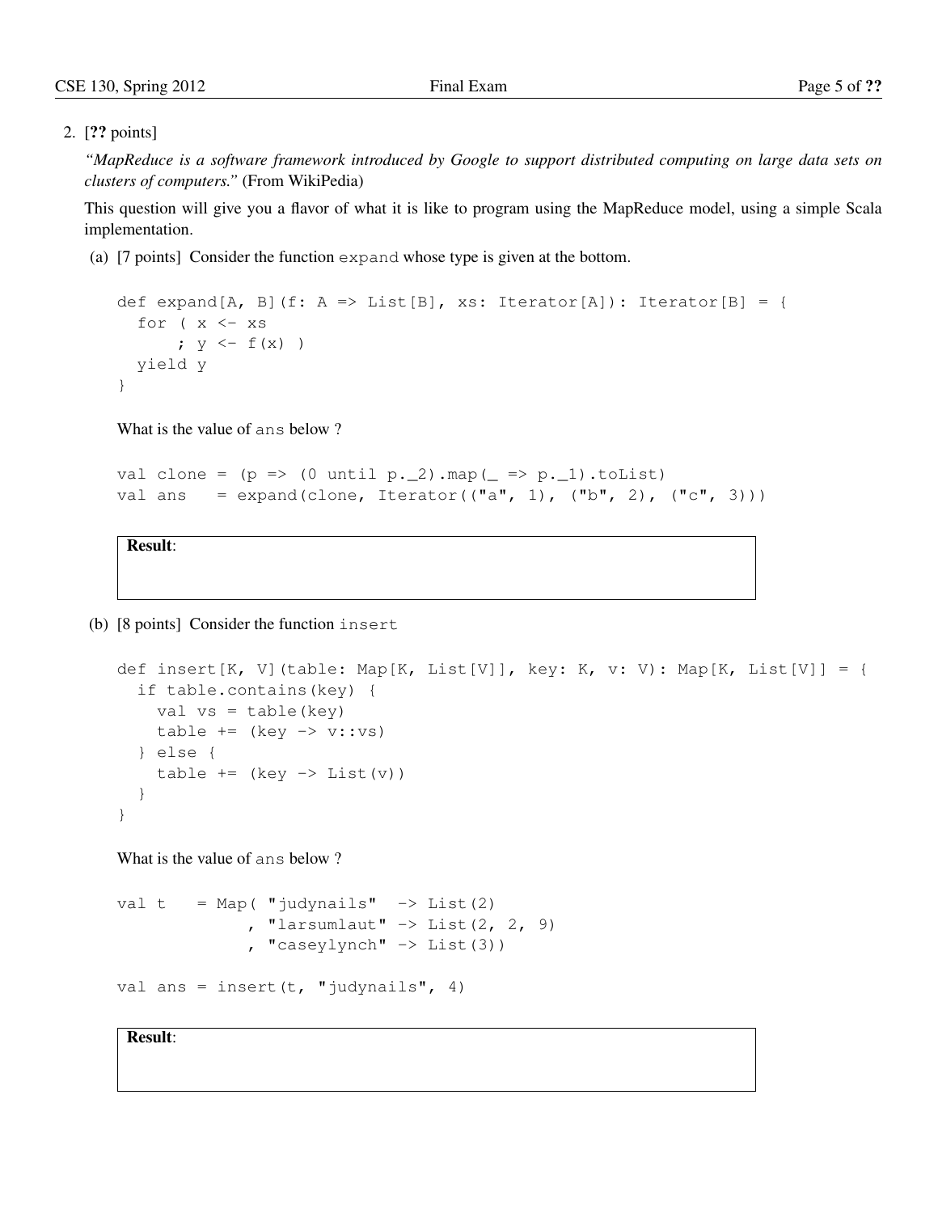2. [**??** points]

   *"MapReduce is a software framework introduced by Google to support distributed computing on large data sets on clusters of computers."* (From WikiPedia)

   This question will give you a flavor of what it is like to program using the MapReduce model, using a simple Scala implementation.

   (a) [7 points] Consider the function `expand` whose type is given at the bottom.

```
def expand[A, B](f: A => List[B], xs: Iterator[A]): Iterator[B] = {
  for ( x <- xs
      ; y <- f(x) )
  yield y
}
```

   What is the value of `ans` below ?

```
val clone = (p => (0 until p._2).map(_ => p._1).toList)
val ans   = expand(clone, Iterator(("a", 1), ("b", 2), ("c", 3)))
```

   **Result**:

   (b) [8 points] Consider the function `insert`

```
def insert[K, V](table: Map[K, List[V]], key: K, v: V): Map[K, List[V]] = {
  if table.contains(key) {
    val vs = table(key)
    table += (key -> v::vs)
  } else {
    table += (key -> List(v))
  }
}
```

   What is the value of `ans` below ?

```
val t   = Map( "judynails"  -> List(2)
             , "larsumlaut" -> List(2, 2, 9)
             , "caseylynch" -> List(3))

val ans = insert(t, "judynails", 4)
```

   **Result**: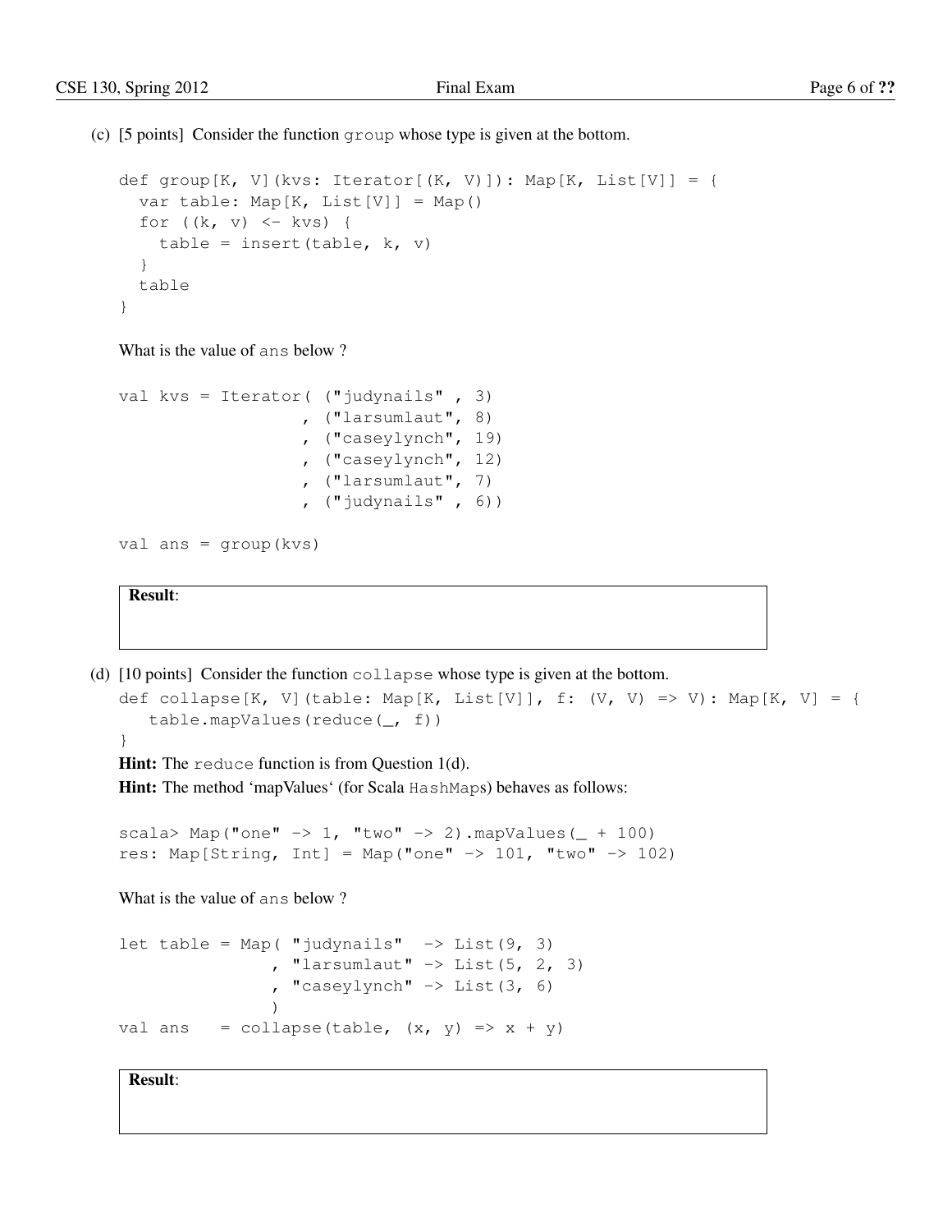(c) [5 points] Consider the function `group` whose type is given at the bottom.

```
def group[K, V](kvs: Iterator[(K, V)]): Map[K, List[V]] = {
  var table: Map[K, List[V]] = Map()
  for ((k, v) <- kvs) {
    table = insert(table, k, v)
  }
  table
}
```

What is the value of `ans` below ?

```
val kvs = Iterator( ("judynails" , 3)
                  , ("larsumlaut", 8)
                  , ("caseylynch", 19)
                  , ("caseylynch", 12)
                  , ("larsumlaut", 7)
                  , ("judynails" , 6))

val ans = group(kvs)
```

**Result**:

(d) [10 points] Consider the function `collapse` whose type is given at the bottom.

```
def collapse[K, V](table: Map[K, List[V]], f: (V, V) => V): Map[K, V] = {
   table.mapValues(reduce(_, f))
}
```

**Hint:** The `reduce` function is from Question 1(d).

**Hint:** The method 'mapValues' (for Scala `HashMap`s) behaves as follows:

```
scala> Map("one" -> 1, "two" -> 2).mapValues(_ + 100)
res: Map[String, Int] = Map("one" -> 101, "two" -> 102)
```

What is the value of `ans` below ?

```
let table = Map( "judynails"  -> List(9, 3)
               , "larsumlaut" -> List(5, 2, 3)
               , "caseylynch" -> List(3, 6)
               )
val ans   = collapse(table, (x, y) => x + y)
```

**Result**: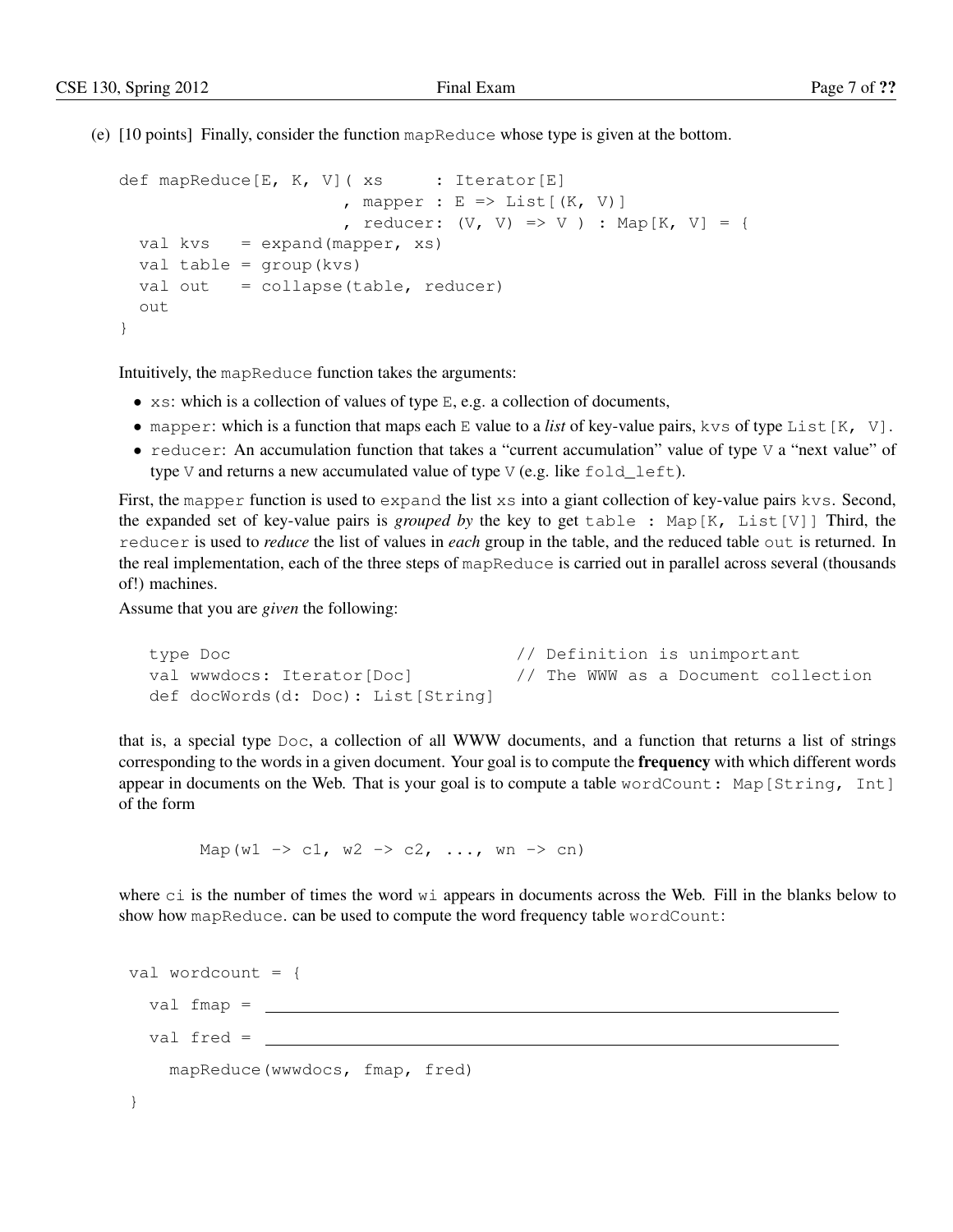(e) [10 points] Finally, consider the function `mapReduce` whose type is given at the bottom.

```
def mapReduce[E, K, V]( xs     : Iterator[E]
                      , mapper : E => List[(K, V)]
                      , reducer: (V, V) => V ) : Map[K, V] = {
  val kvs   = expand(mapper, xs)
  val table = group(kvs)
  val out   = collapse(table, reducer)
  out
}
```

Intuitively, the `mapReduce` function takes the arguments:

- `xs`: which is a collection of values of type `E`, e.g. a collection of documents,
- `mapper`: which is a function that maps each `E` value to a *list* of key-value pairs, `kvs` of type `List[K, V]`.
- `reducer`: An accumulation function that takes a "current accumulation" value of type `V` a "next value" of type `V` and returns a new accumulated value of type `V` (e.g. like `fold_left`).

First, the `mapper` function is used to `expand` the list `xs` into a giant collection of key-value pairs `kvs`. Second, the expanded set of key-value pairs is *grouped by* the key to get `table : Map[K, List[V]]` Third, the `reducer` is used to *reduce* the list of values in *each* group in the table, and the reduced table `out` is returned. In the real implementation, each of the three steps of `mapReduce` is carried out in parallel across several (thousands of!) machines.

Assume that you are *given* the following:

```
type Doc                              // Definition is unimportant
val wwwdocs: Iterator[Doc]            // The WWW as a Document collection
def docWords(d: Doc): List[String]
```

that is, a special type `Doc`, a collection of all WWW documents, and a function that returns a list of strings corresponding to the words in a given document. Your goal is to compute the **frequency** with which different words appear in documents on the Web. That is your goal is to compute a table `wordCount: Map[String, Int]` of the form

```
Map(w1 -> c1, w2 -> c2, ..., wn -> cn)
```

where `ci` is the number of times the word `wi` appears in documents across the Web. Fill in the blanks below to show how `mapReduce`. can be used to compute the word frequency table `wordCount`:

```
val wordcount = {
  val fmap = ____________________________________________
  val fred = ____________________________________________
    mapReduce(wwwdocs, fmap, fred)
}
```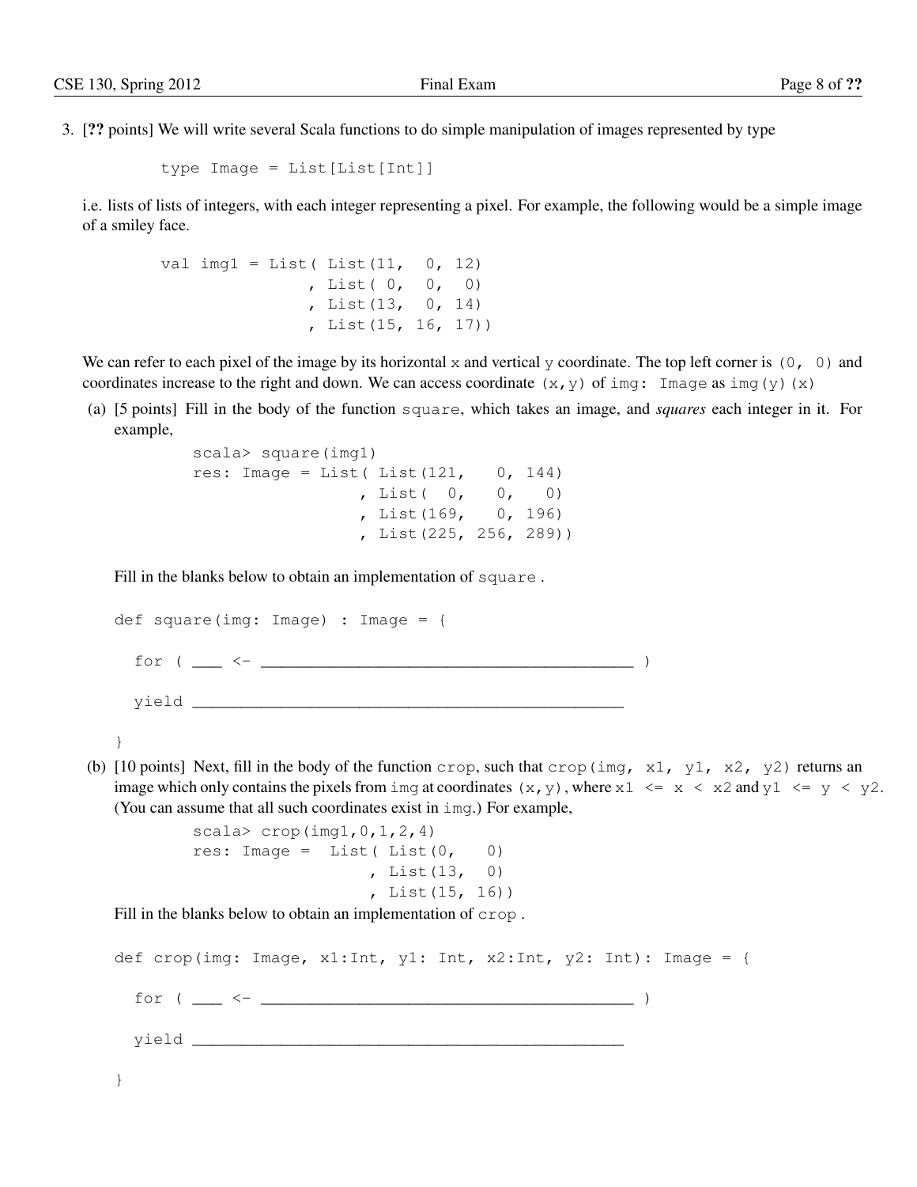3. [**??** points] We will write several Scala functions to do simple manipulation of images represented by type

```
type Image = List[List[Int]]
```

i.e. lists of lists of integers, with each integer representing a pixel. For example, the following would be a simple image of a smiley face.

```
val img1 = List( List(11,  0, 12)
               , List( 0,  0,  0)
               , List(13,  0, 14)
               , List(15, 16, 17))
```

We can refer to each pixel of the image by its horizontal `x` and vertical `y` coordinate. The top left corner is `(0, 0)` and coordinates increase to the right and down. We can access coordinate `(x,y)` of `img: Image` as `img(y)(x)`

(a) [5 points] Fill in the body of the function `square`, which takes an image, and *squares* each integer in it. For example,

```
scala> square(img1)
res: Image = List( List(121,   0, 144)
                 , List(  0,   0,   0)
                 , List(169,   0, 196)
                 , List(225, 256, 289))
```

Fill in the blanks below to obtain an implementation of `square`.

```
def square(img: Image) : Image = {

  for ( ___ <- ________________________________________ )

  yield _______________________________________________

}
```

(b) [10 points] Next, fill in the body of the function `crop`, such that `crop(img, x1, y1, x2, y2)` returns an image which only contains the pixels from `img` at coordinates `(x,y)`, where `x1 <= x < x2` and `y1 <= y < y2`. (You can assume that all such coordinates exist in `img`.) For example,

```
scala> crop(img1,0,1,2,4)
res: Image =  List( List(0,   0)
                  , List(13,  0)
                  , List(15, 16))
```

Fill in the blanks below to obtain an implementation of `crop`.

```
def crop(img: Image, x1:Int, y1: Int, x2:Int, y2: Int): Image = {

  for ( ___ <- ________________________________________ )

  yield _______________________________________________

}
```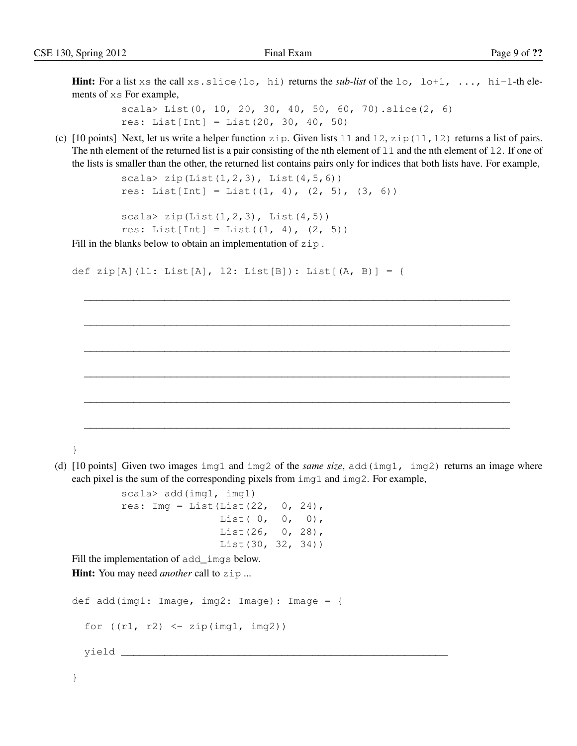**Hint:** For a list `xs` the call `xs.slice(lo, hi)` returns the *sub-list* of the `lo, lo+1, ..., hi-1`-th elements of `xs` For example,

```
scala> List(0, 10, 20, 30, 40, 50, 60, 70).slice(2, 6)
res: List[Int] = List(20, 30, 40, 50)
```

(c) [10 points] Next, let us write a helper function `zip`. Given lists `l1` and `l2`, `zip(l1,l2)` returns a list of pairs. The nth element of the returned list is a pair consisting of the nth element of `l1` and the nth element of `l2`. If one of the lists is smaller than the other, the returned list contains pairs only for indices that both lists have. For example,

```
scala> zip(List(1,2,3), List(4,5,6))
res: List[Int] = List((1, 4), (2, 5), (3, 6))

scala> zip(List(1,2,3), List(4,5))
res: List[Int] = List((1, 4), (2, 5))
```

Fill in the blanks below to obtain an implementation of `zip` .

```
def zip[A](l1: List[A], l2: List[B]): List[(A, B)] = {

  ____________________________________________________________________

  ____________________________________________________________________

  ____________________________________________________________________

  ____________________________________________________________________

  ____________________________________________________________________

  ____________________________________________________________________

}
```

(d) [10 points] Given two images `img1` and `img2` of the *same size*, `add(img1, img2)` returns an image where each pixel is the sum of the corresponding pixels from `img1` and `img2`. For example,

```
scala> add(img1, img1)
res: Img = List(List(22,  0, 24),
                List( 0,  0,  0),
                List(26,  0, 28),
                List(30, 32, 34))
```

Fill the implementation of `add_imgs` below.

**Hint:** You may need *another* call to `zip` ...

```
def add(img1: Image, img2: Image): Image = {

  for ((r1, r2) <- zip(img1, img2))

  yield ____________________________________________________

}
```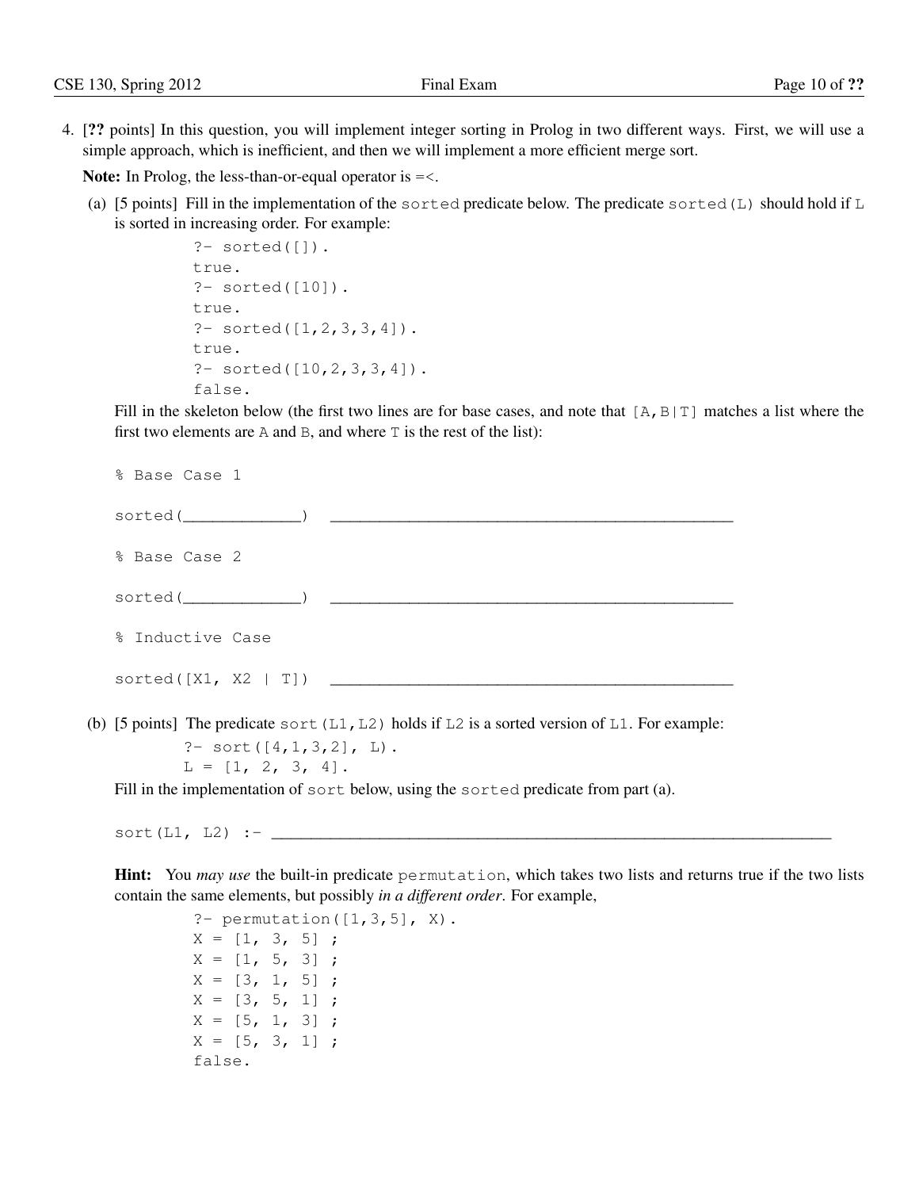4. [**??** points] In this question, you will implement integer sorting in Prolog in two different ways. First, we will use a simple approach, which is inefficient, and then we will implement a more efficient merge sort.

**Note:** In Prolog, the less-than-or-equal operator is =<.

(a) [5 points] Fill in the implementation of the sorted predicate below. The predicate sorted(L) should hold if L is sorted in increasing order. For example:

```
?- sorted([]).
true.
?- sorted([10]).
true.
?- sorted([1,2,3,3,4]).
true.
?- sorted([10,2,3,3,4]).
false.
```

Fill in the skeleton below (the first two lines are for base cases, and note that [A,B|T] matches a list where the first two elements are A and B, and where T is the rest of the list):

```
% Base Case 1

sorted(____________)  _______________________________________________

% Base Case 2

sorted(____________)  _______________________________________________

% Inductive Case

sorted([X1, X2 | T])  _______________________________________________
```

(b) [5 points] The predicate sort(L1,L2) holds if L2 is a sorted version of L1. For example:

```
?- sort([4,1,3,2], L).
L = [1, 2, 3, 4].
```

Fill in the implementation of sort below, using the sorted predicate from part (a).

```
sort(L1, L2) :- ______________________________________________________________
```

**Hint:** You *may use* the built-in predicate permutation, which takes two lists and returns true if the two lists contain the same elements, but possibly *in a different order*. For example,

```
?- permutation([1,3,5], X).
X = [1, 3, 5] ;
X = [1, 5, 3] ;
X = [3, 1, 5] ;
X = [3, 5, 1] ;
X = [5, 1, 3] ;
X = [5, 3, 1] ;
false.
```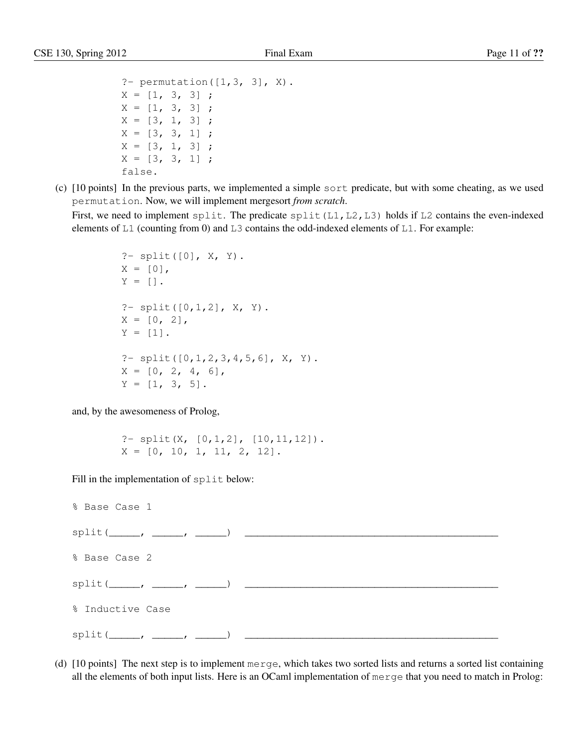```
?- permutation([1,3, 3], X).
X = [1, 3, 3] ;
X = [1, 3, 3] ;
X = [3, 1, 3] ;
X = [3, 3, 1] ;
X = [3, 1, 3] ;
X = [3, 3, 1] ;
false.
```

(c) [10 points] In the previous parts, we implemented a simple `sort` predicate, but with some cheating, as we used `permutation`. Now, we will implement mergesort *from scratch*.

First, we need to implement `split`. The predicate `split(L1,L2,L3)` holds if `L2` contains the even-indexed elements of `L1` (counting from 0) and `L3` contains the odd-indexed elements of `L1`. For example:

```
?- split([0], X, Y).
X = [0],
Y = [].

?- split([0,1,2], X, Y).
X = [0, 2],
Y = [1].

?- split([0,1,2,3,4,5,6], X, Y).
X = [0, 2, 4, 6],
Y = [1, 3, 5].
```

and, by the awesomeness of Prolog,

```
?- split(X, [0,1,2], [10,11,12]).
X = [0, 10, 1, 11, 2, 12].
```

Fill in the implementation of `split` below:

```
% Base Case 1

split(_____, _____, _____)  ___________________________________________

% Base Case 2

split(_____, _____, _____)  ___________________________________________

% Inductive Case

split(_____, _____, _____)  ___________________________________________
```

(d) [10 points] The next step is to implement `merge`, which takes two sorted lists and returns a sorted list containing all the elements of both input lists. Here is an OCaml implementation of `merge` that you need to match in Prolog: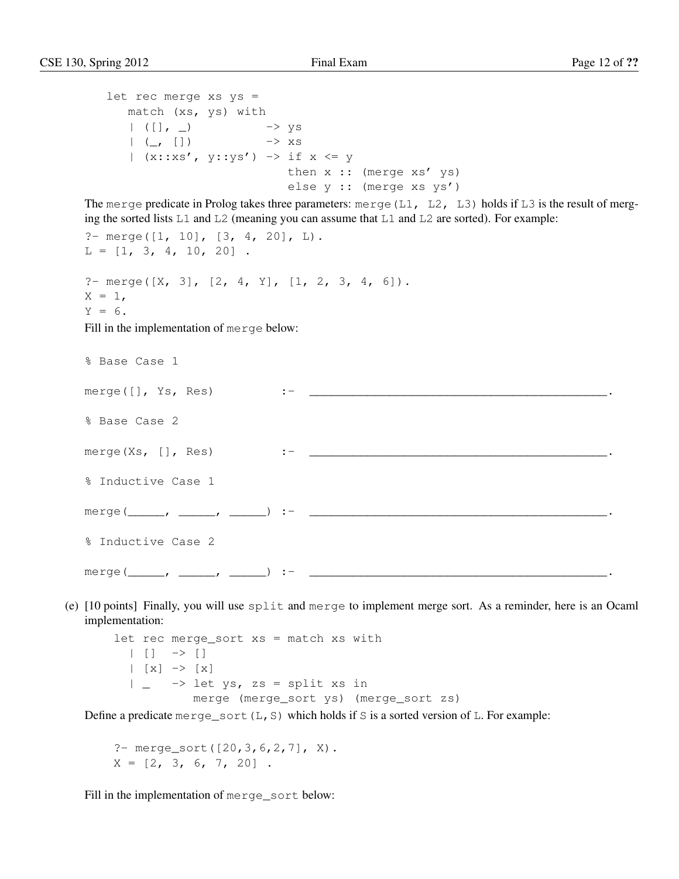```
let rec merge xs ys =
   match (xs, ys) with
   | ([], _)          -> ys
   | (_, [])          -> xs
   | (x::xs', y::ys') -> if x <= y
                         then x :: (merge xs' ys)
                         else y :: (merge xs ys')
```

The `merge` predicate in Prolog takes three parameters: `merge(L1, L2, L3)` holds if `L3` is the result of merging the sorted lists `L1` and `L2` (meaning you can assume that `L1` and `L2` are sorted). For example:

```
?- merge([1, 10], [3, 4, 20], L).
L = [1, 3, 4, 10, 20] .

?- merge([X, 3], [2, 4, Y], [1, 2, 3, 4, 6]).
X = 1,
Y = 6.
```

Fill in the implementation of `merge` below:

```
% Base Case 1

merge([], Ys, Res)          :-  ____________________________________________.

% Base Case 2

merge(Xs, [], Res)          :-  ____________________________________________.

% Inductive Case 1

merge(_____, _____, _____) :-  ____________________________________________.

% Inductive Case 2

merge(_____, _____, _____) :-  ____________________________________________.
```

(e) [10 points] Finally, you will use `split` and `merge` to implement merge sort. As a reminder, here is an Ocaml implementation:

```
let rec merge_sort xs = match xs with
  | []  -> []
  | [x] -> [x]
  | _   -> let ys, zs = split xs in
           merge (merge_sort ys) (merge_sort zs)
```

Define a predicate `merge_sort(L,S)` which holds if `S` is a sorted version of `L`. For example:

```
?- merge_sort([20,3,6,2,7], X).
X = [2, 3, 6, 7, 20] .
```

Fill in the implementation of `merge_sort` below: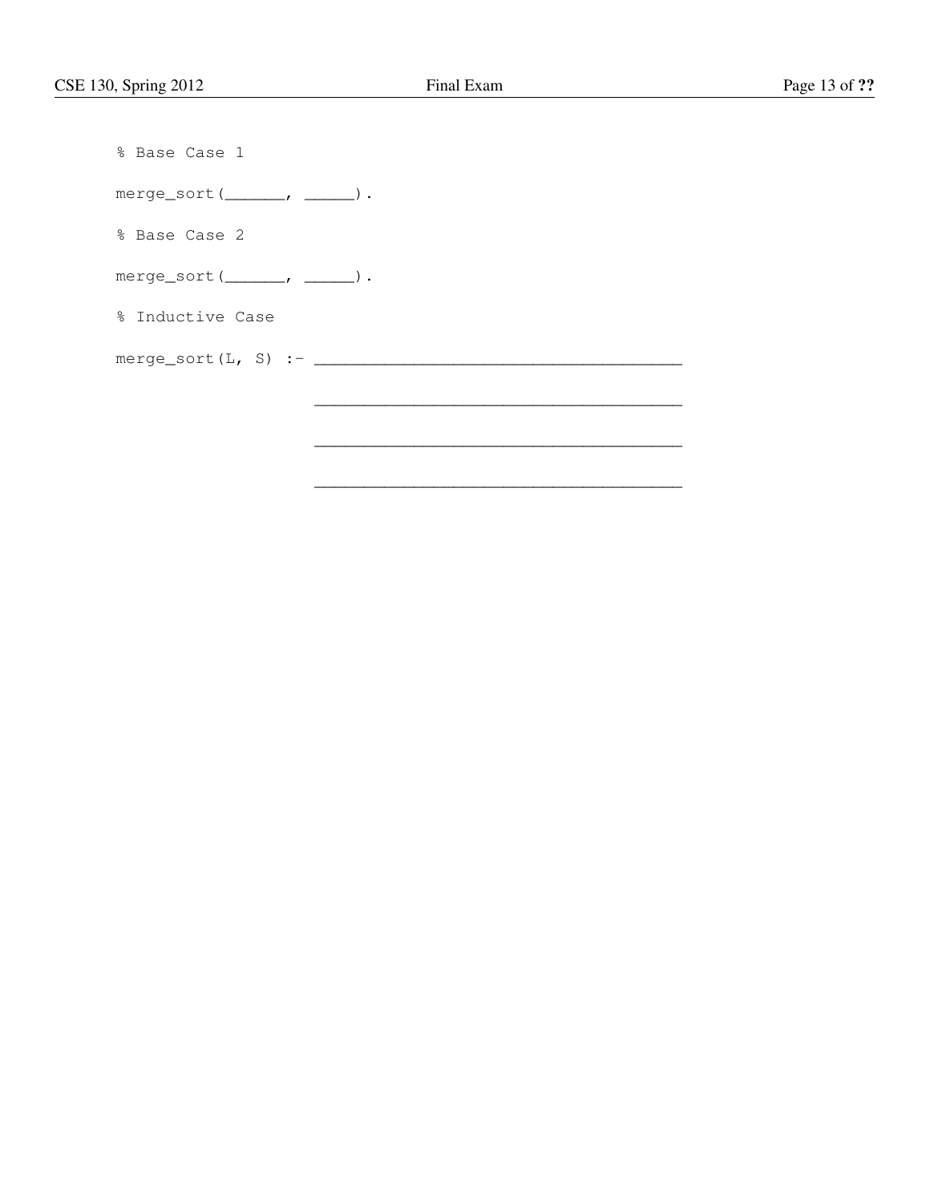```
% Base Case 1

merge_sort(______, _____).

% Base Case 2

merge_sort(______, _____).

% Inductive Case

merge_sort(L, S) :- _____________________________________

                    _____________________________________

                    _____________________________________

                    _____________________________________
```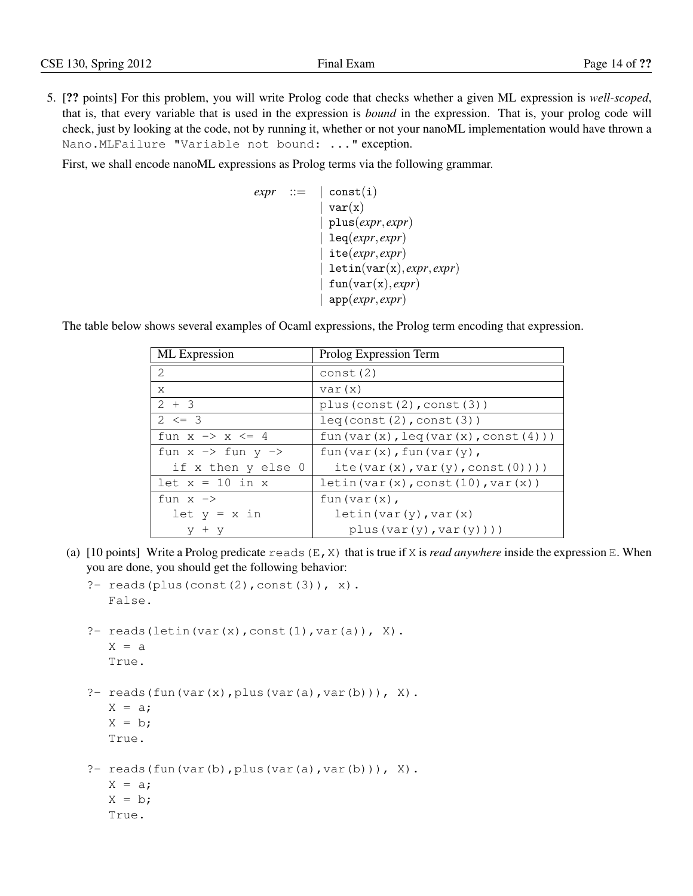5. [**??** points] For this problem, you will write Prolog code that checks whether a given ML expression is *well-scoped*, that is, that every variable that is used in the expression is *bound* in the expression. That is, your prolog code will check, just by looking at the code, not by running it, whether or not your nanoML implementation would have thrown a `Nano.MLFailure "Variable not bound: ..."` exception.

First, we shall encode nanoML expressions as Prolog terms via the following grammar.

$$
\begin{aligned}
\textit{expr} \;::=\; & \mid \texttt{const(i)} \\
& \mid \texttt{var(x)} \\
& \mid \texttt{plus}(\textit{expr}, \textit{expr}) \\
& \mid \texttt{leq}(\textit{expr}, \textit{expr}) \\
& \mid \texttt{ite}(\textit{expr}, \textit{expr}) \\
& \mid \texttt{letin}(\texttt{var(x)}, \textit{expr}, \textit{expr}) \\
& \mid \texttt{fun}(\texttt{var(x)}, \textit{expr}) \\
& \mid \texttt{app}(\textit{expr}, \textit{expr})
\end{aligned}
$$

The table below shows several examples of Ocaml expressions, the Prolog term encoding that expression.

| ML Expression | Prolog Expression Term |
|---|---|
| `2` | `const(2)` |
| `x` | `var(x)` |
| `2 + 3` | `plus(const(2),const(3))` |
| `2 <= 3` | `leq(const(2),const(3))` |
| `fun x -> x <= 4` | `fun(var(x),leq(var(x),const(4)))` |
| `fun x -> fun y -> if x then y else 0` | `fun(var(x),fun(var(y), ite(var(x),var(y),const(0))))` |
| `let x = 10 in x` | `letin(var(x),const(10),var(x))` |
| `fun x -> let y = x in y + y` | `fun(var(x), letin(var(y),var(x) plus(var(y),var(y))))` |

(a) [10 points] Write a Prolog predicate `reads(E,X)` that is true if `X` is *read anywhere* inside the expression `E`. When you are done, you should get the following behavior:

```
?- reads(plus(const(2),const(3)), x).
   False.

?- reads(letin(var(x),const(1),var(a)), X).
   X = a
   True.

?- reads(fun(var(x),plus(var(a),var(b))), X).
   X = a;
   X = b;
   True.

?- reads(fun(var(b),plus(var(a),var(b))), X).
   X = a;
   X = b;
   True.
```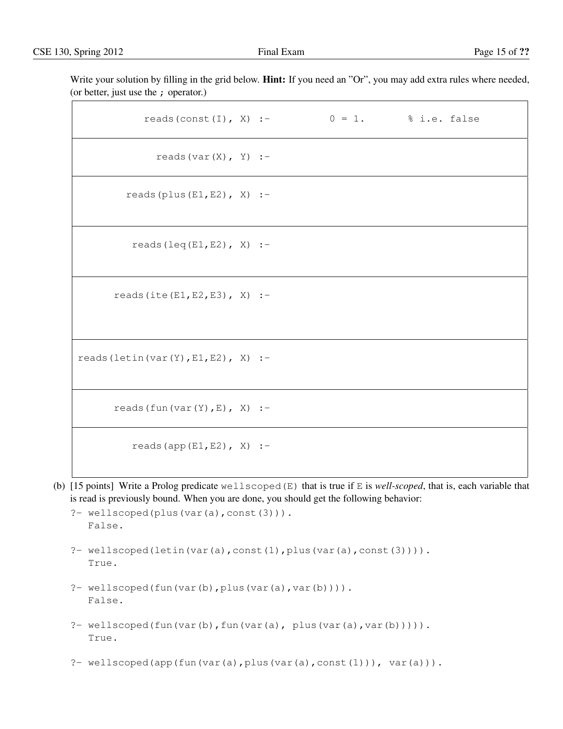Write your solution by filling in the grid below. **Hint:** If you need an "Or", you may add extra rules where needed, (or better, just use the `;` operator.)

```
reads(const(I), X) :-             0 = 1.       % i.e. false

reads(var(X), Y) :-

reads(plus(E1,E2), X) :-

reads(leq(E1,E2), X) :-

reads(ite(E1,E2,E3), X) :-

reads(letin(var(Y),E1,E2), X) :-

reads(fun(var(Y),E), X) :-

reads(app(E1,E2), X) :-
```

(b) [15 points] Write a Prolog predicate `wellscoped(E)` that is true if `E` is *well-scoped*, that is, each variable that is read is previously bound. When you are done, you should get the following behavior:

```
?- wellscoped(plus(var(a),const(3))).
   False.

?- wellscoped(letin(var(a),const(1),plus(var(a),const(3)))).
   True.

?- wellscoped(fun(var(b),plus(var(a),var(b)))).
   False.

?- wellscoped(fun(var(b),fun(var(a), plus(var(a),var(b))))).
   True.

?- wellscoped(app(fun(var(a),plus(var(a),const(1))), var(a))).
```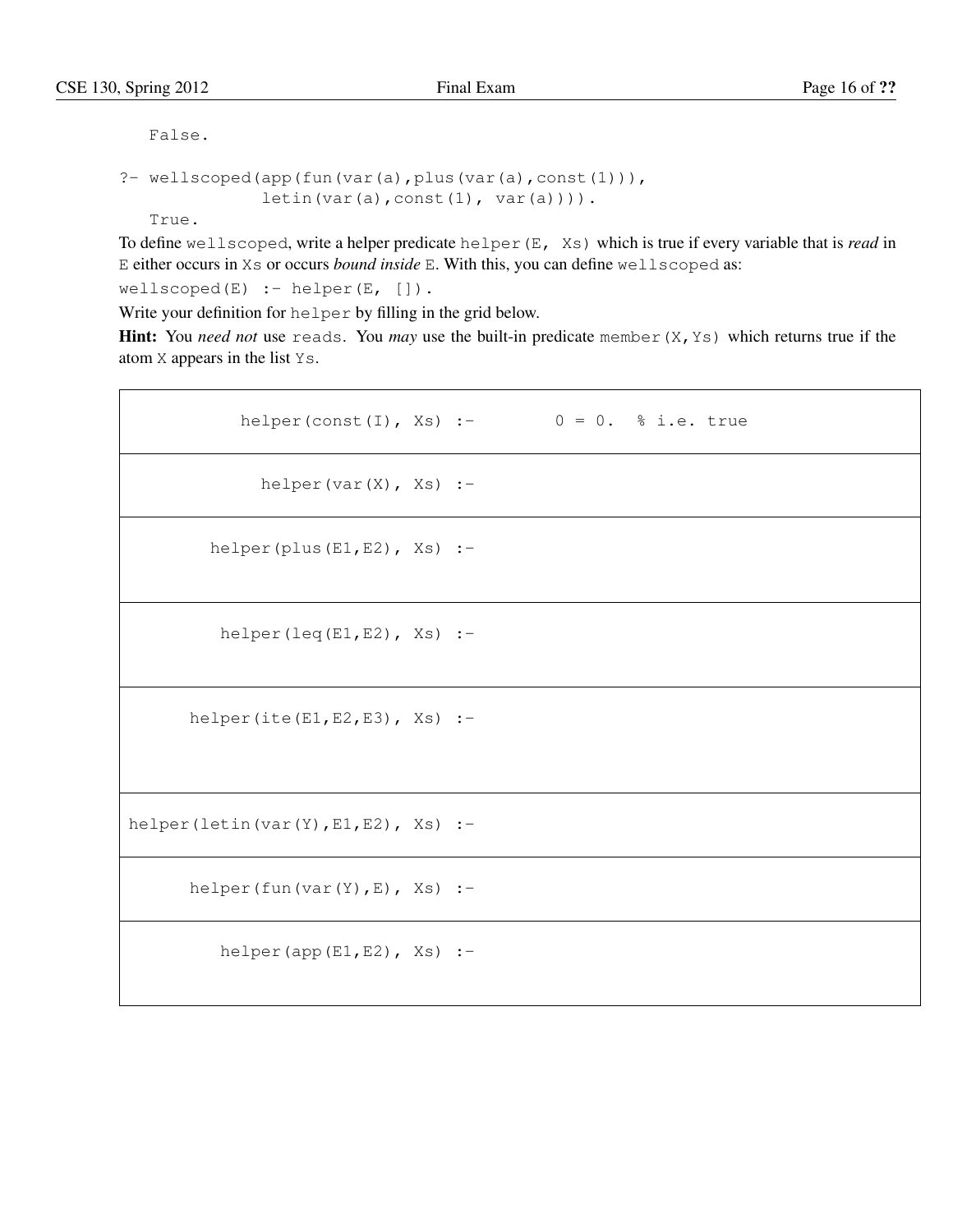```
   False.

?- wellscoped(app(fun(var(a),plus(var(a),const(1))),
             letin(var(a),const(1), var(a)))).
   True.
```

To define `wellscoped`, write a helper predicate `helper(E, Xs)` which is true if every variable that is *read* in `E` either occurs in `Xs` or occurs *bound inside* `E`. With this, you can define `wellscoped` as:

`wellscoped(E) :- helper(E, []).`

Write your definition for `helper` by filling in the grid below.

**Hint:** You *need not* use `reads`. You *may* use the built-in predicate `member(X,Ys)` which returns true if the atom `X` appears in the list `Ys`.

| | |
|---|---|
| `helper(const(I), Xs) :-` | `0 = 0.  % i.e. true` |
| `helper(var(X), Xs) :-` | |
| `helper(plus(E1,E2), Xs) :-` | |
| `helper(leq(E1,E2), Xs) :-` | |
| `helper(ite(E1,E2,E3), Xs) :-` | |
| `helper(letin(var(Y),E1,E2), Xs) :-` | |
| `helper(fun(var(Y),E), Xs) :-` | |
| `helper(app(E1,E2), Xs) :-` | |